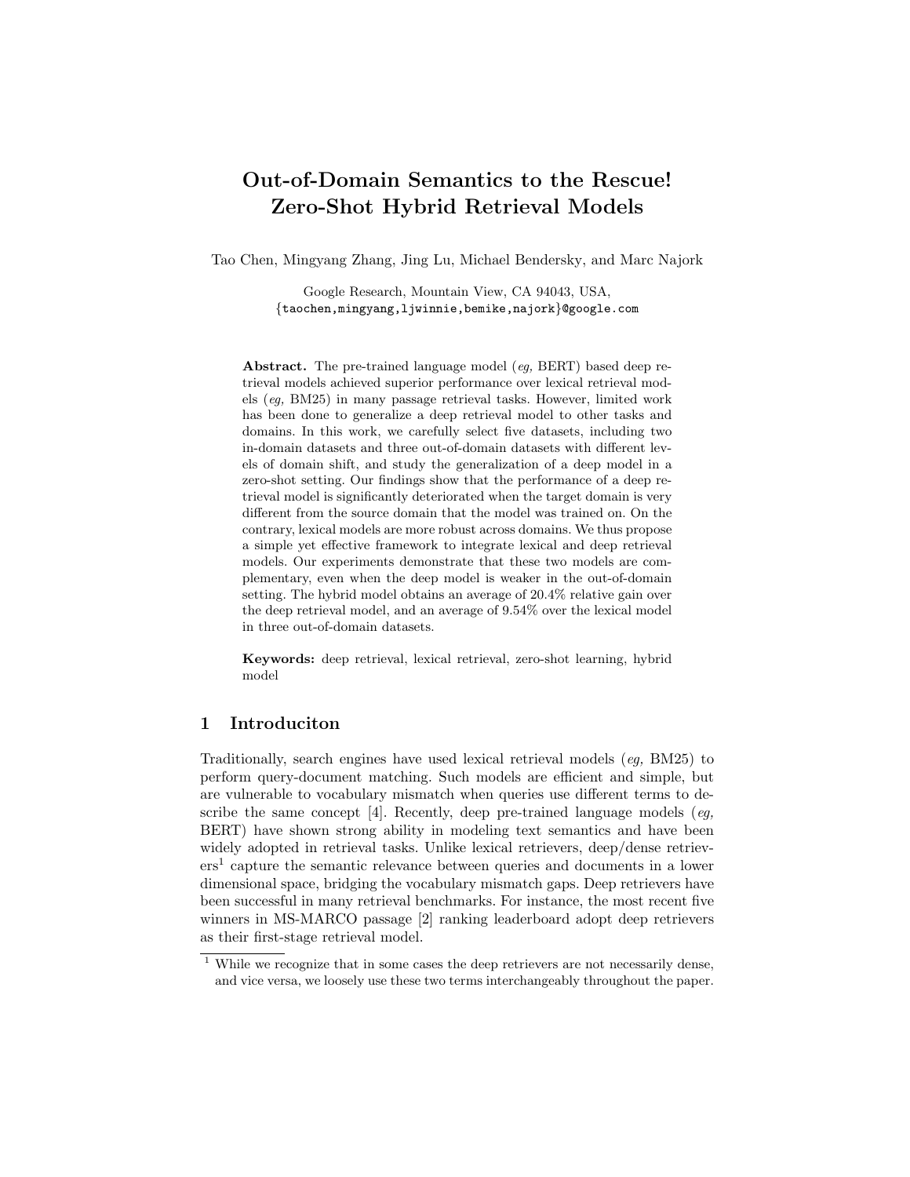# Out-of-Domain Semantics to the Rescue! Zero-Shot Hybrid Retrieval Models

Tao Chen, Mingyang Zhang, Jing Lu, Michael Bendersky, and Marc Najork

Google Research, Mountain View, CA 94043, USA,
{taochen,mingyang,ljwinnie,bemike,najork}@google.com

**Abstract.** The pre-trained language model (*eg,* BERT) based deep retrieval models achieved superior performance over lexical retrieval models (*eg,* BM25) in many passage retrieval tasks. However, limited work has been done to generalize a deep retrieval model to other tasks and domains. In this work, we carefully select five datasets, including two in-domain datasets and three out-of-domain datasets with different levels of domain shift, and study the generalization of a deep model in a zero-shot setting. Our findings show that the performance of a deep retrieval model is significantly deteriorated when the target domain is very different from the source domain that the model was trained on. On the contrary, lexical models are more robust across domains. We thus propose a simple yet effective framework to integrate lexical and deep retrieval models. Our experiments demonstrate that these two models are complementary, even when the deep model is weaker in the out-of-domain setting. The hybrid model obtains an average of 20.4% relative gain over the deep retrieval model, and an average of 9.54% over the lexical model in three out-of-domain datasets.

**Keywords:** deep retrieval, lexical retrieval, zero-shot learning, hybrid model

## 1 Introduciton

Traditionally, search engines have used lexical retrieval models (*eg,* BM25) to perform query-document matching. Such models are efficient and simple, but are vulnerable to vocabulary mismatch when queries use different terms to describe the same concept [4]. Recently, deep pre-trained language models (*eg,* BERT) have shown strong ability in modeling text semantics and have been widely adopted in retrieval tasks. Unlike lexical retrievers, deep/dense retrievers[1] capture the semantic relevance between queries and documents in a lower dimensional space, bridging the vocabulary mismatch gaps. Deep retrievers have been successful in many retrieval benchmarks. For instance, the most recent five winners in MS-MARCO passage [2] ranking leaderboard adopt deep retrievers as their first-stage retrieval model.

[1] While we recognize that in some cases the deep retrievers are not necessarily dense, and vice versa, we loosely use these two terms interchangeably throughout the paper.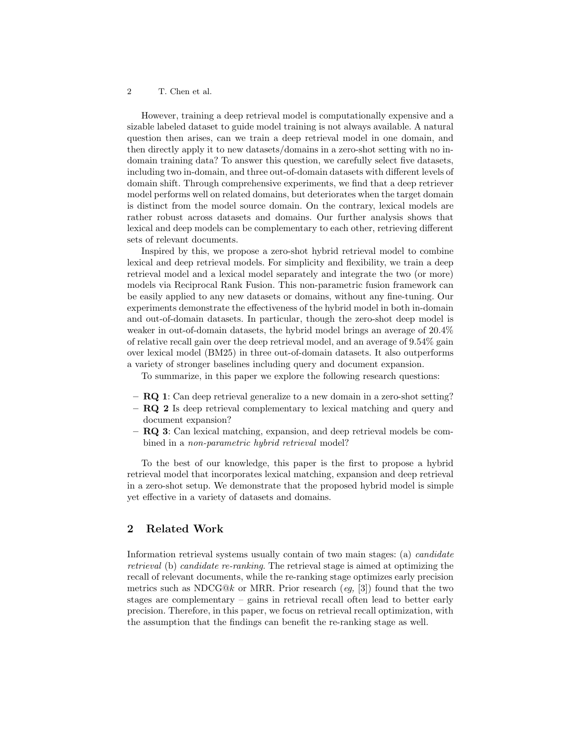However, training a deep retrieval model is computationally expensive and a sizable labeled dataset to guide model training is not always available. A natural question then arises, can we train a deep retrieval model in one domain, and then directly apply it to new datasets/domains in a zero-shot setting with no in-domain training data? To answer this question, we carefully select five datasets, including two in-domain, and three out-of-domain datasets with different levels of domain shift. Through comprehensive experiments, we find that a deep retriever model performs well on related domains, but deteriorates when the target domain is distinct from the model source domain. On the contrary, lexical models are rather robust across datasets and domains. Our further analysis shows that lexical and deep models can be complementary to each other, retrieving different sets of relevant documents.

Inspired by this, we propose a zero-shot hybrid retrieval model to combine lexical and deep retrieval models. For simplicity and flexibility, we train a deep retrieval model and a lexical model separately and integrate the two (or more) models via Reciprocal Rank Fusion. This non-parametric fusion framework can be easily applied to any new datasets or domains, without any fine-tuning. Our experiments demonstrate the effectiveness of the hybrid model in both in-domain and out-of-domain datasets. In particular, though the zero-shot deep model is weaker in out-of-domain datasets, the hybrid model brings an average of 20.4% of relative recall gain over the deep retrieval model, and an average of 9.54% gain over lexical model (BM25) in three out-of-domain datasets. It also outperforms a variety of stronger baselines including query and document expansion.

To summarize, in this paper we explore the following research questions:

- **RQ 1**: Can deep retrieval generalize to a new domain in a zero-shot setting?
- **RQ 2** Is deep retrieval complementary to lexical matching and query and document expansion?
- **RQ 3**: Can lexical matching, expansion, and deep retrieval models be combined in a *non-parametric hybrid retrieval* model?

To the best of our knowledge, this paper is the first to propose a hybrid retrieval model that incorporates lexical matching, expansion and deep retrieval in a zero-shot setup. We demonstrate that the proposed hybrid model is simple yet effective in a variety of datasets and domains.

## 2 Related Work

Information retrieval systems usually contain of two main stages: (a) *candidate retrieval* (b) *candidate re-ranking*. The retrieval stage is aimed at optimizing the recall of relevant documents, while the re-ranking stage optimizes early precision metrics such as NDCG@$k$ or MRR. Prior research (*eg,* [3]) found that the two stages are complementary – gains in retrieval recall often lead to better early precision. Therefore, in this paper, we focus on retrieval recall optimization, with the assumption that the findings can benefit the re-ranking stage as well.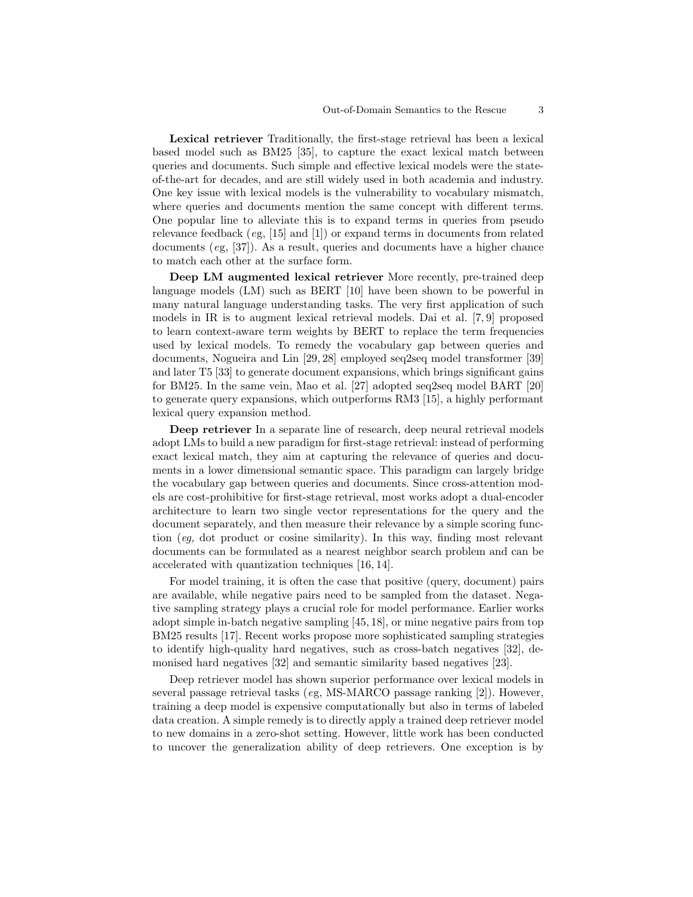**Lexical retriever** Traditionally, the first-stage retrieval has been a lexical based model such as BM25 [35], to capture the exact lexical match between queries and documents. Such simple and effective lexical models were the state-of-the-art for decades, and are still widely used in both academia and industry. One key issue with lexical models is the vulnerability to vocabulary mismatch, where queries and documents mention the same concept with different terms. One popular line to alleviate this is to expand terms in queries from pseudo relevance feedback (*eg*, [15] and [1]) or expand terms in documents from related documents (*eg*, [37]). As a result, queries and documents have a higher chance to match each other at the surface form.

**Deep LM augmented lexical retriever** More recently, pre-trained deep language models (LM) such as BERT [10] have been shown to be powerful in many natural language understanding tasks. The very first application of such models in IR is to augment lexical retrieval models. Dai et al. [7, 9] proposed to learn context-aware term weights by BERT to replace the term frequencies used by lexical models. To remedy the vocabulary gap between queries and documents, Nogueira and Lin [29, 28] employed seq2seq model transformer [39] and later T5 [33] to generate document expansions, which brings significant gains for BM25. In the same vein, Mao et al. [27] adopted seq2seq model BART [20] to generate query expansions, which outperforms RM3 [15], a highly performant lexical query expansion method.

**Deep retriever** In a separate line of research, deep neural retrieval models adopt LMs to build a new paradigm for first-stage retrieval: instead of performing exact lexical match, they aim at capturing the relevance of queries and documents in a lower dimensional semantic space. This paradigm can largely bridge the vocabulary gap between queries and documents. Since cross-attention models are cost-prohibitive for first-stage retrieval, most works adopt a dual-encoder architecture to learn two single vector representations for the query and the document separately, and then measure their relevance by a simple scoring function (*eg,* dot product or cosine similarity). In this way, finding most relevant documents can be formulated as a nearest neighbor search problem and can be accelerated with quantization techniques [16, 14].

For model training, it is often the case that positive (query, document) pairs are available, while negative pairs need to be sampled from the dataset. Negative sampling strategy plays a crucial role for model performance. Earlier works adopt simple in-batch negative sampling [45, 18], or mine negative pairs from top BM25 results [17]. Recent works propose more sophisticated sampling strategies to identify high-quality hard negatives, such as cross-batch negatives [32], demonised hard negatives [32] and semantic similarity based negatives [23].

Deep retriever model has shown superior performance over lexical models in several passage retrieval tasks (*eg*, MS-MARCO passage ranking [2]). However, training a deep model is expensive computationally but also in terms of labeled data creation. A simple remedy is to directly apply a trained deep retriever model to new domains in a zero-shot setting. However, little work has been conducted to uncover the generalization ability of deep retrievers. One exception is by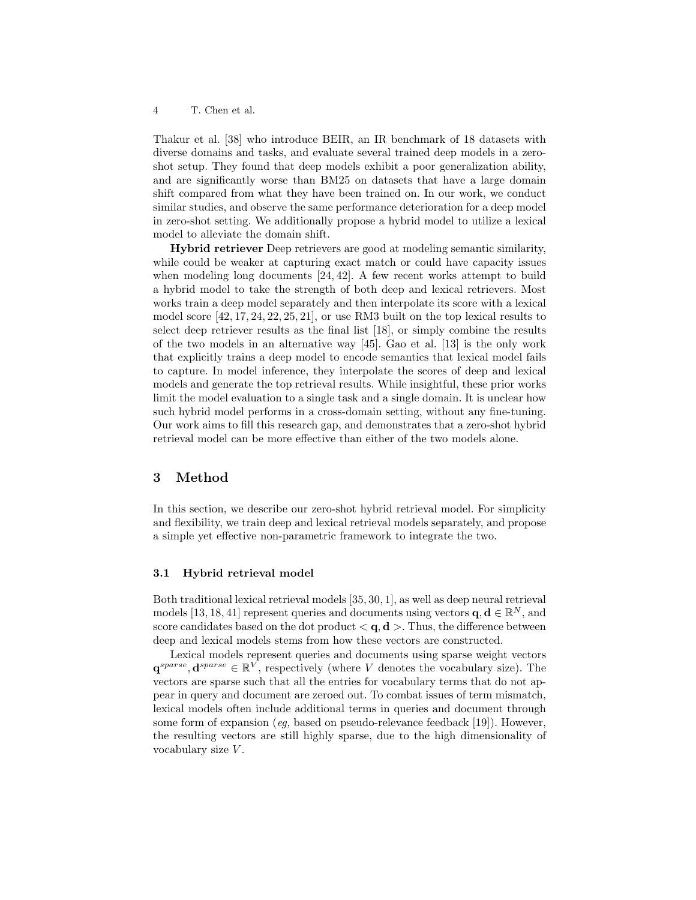Thakur et al. [38] who introduce BEIR, an IR benchmark of 18 datasets with diverse domains and tasks, and evaluate several trained deep models in a zero-shot setup. They found that deep models exhibit a poor generalization ability, and are significantly worse than BM25 on datasets that have a large domain shift compared from what they have been trained on. In our work, we conduct similar studies, and observe the same performance deterioration for a deep model in zero-shot setting. We additionally propose a hybrid model to utilize a lexical model to alleviate the domain shift.

**Hybrid retriever** Deep retrievers are good at modeling semantic similarity, while could be weaker at capturing exact match or could have capacity issues when modeling long documents [24, 42]. A few recent works attempt to build a hybrid model to take the strength of both deep and lexical retrievers. Most works train a deep model separately and then interpolate its score with a lexical model score [42, 17, 24, 22, 25, 21], or use RM3 built on the top lexical results to select deep retriever results as the final list [18], or simply combine the results of the two models in an alternative way [45]. Gao et al. [13] is the only work that explicitly trains a deep model to encode semantics that lexical model fails to capture. In model inference, they interpolate the scores of deep and lexical models and generate the top retrieval results. While insightful, these prior works limit the model evaluation to a single task and a single domain. It is unclear how such hybrid model performs in a cross-domain setting, without any fine-tuning. Our work aims to fill this research gap, and demonstrates that a zero-shot hybrid retrieval model can be more effective than either of the two models alone.

## 3 Method

In this section, we describe our zero-shot hybrid retrieval model. For simplicity and flexibility, we train deep and lexical retrieval models separately, and propose a simple yet effective non-parametric framework to integrate the two.

### 3.1 Hybrid retrieval model

Both traditional lexical retrieval models [35, 30, 1], as well as deep neural retrieval models [13, 18, 41] represent queries and documents using vectors $\mathbf{q}, \mathbf{d} \in \mathbb{R}^N$, and score candidates based on the dot product $< \mathbf{q}, \mathbf{d} >$. Thus, the difference between deep and lexical models stems from how these vectors are constructed.

Lexical models represent queries and documents using sparse weight vectors $\mathbf{q}^{sparse}, \mathbf{d}^{sparse} \in \mathbb{R}^V$, respectively (where $V$ denotes the vocabulary size). The vectors are sparse such that all the entries for vocabulary terms that do not appear in query and document are zeroed out. To combat issues of term mismatch, lexical models often include additional terms in queries and document through some form of expansion (*eg,* based on pseudo-relevance feedback [19]). However, the resulting vectors are still highly sparse, due to the high dimensionality of vocabulary size $V$.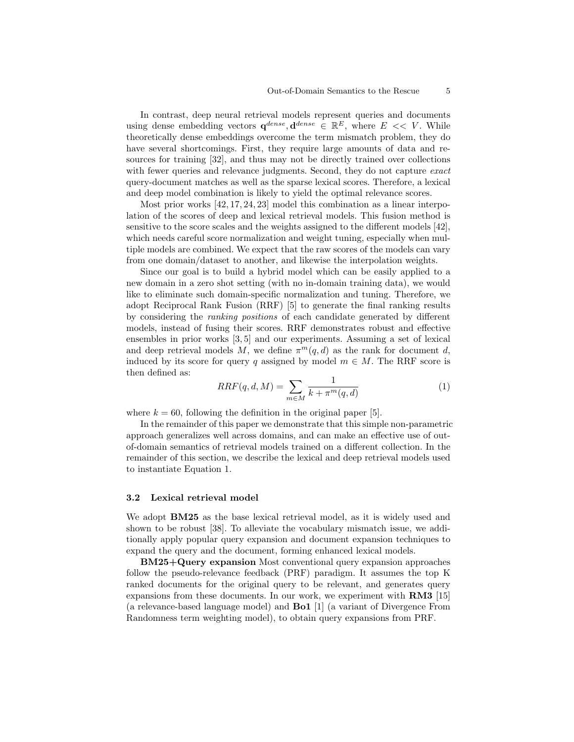In contrast, deep neural retrieval models represent queries and documents using dense embedding vectors $\mathbf{q}^{dense}, \mathbf{d}^{dense} \in \mathbb{R}^E$, where $E << V$. While theoretically dense embeddings overcome the term mismatch problem, they do have several shortcomings. First, they require large amounts of data and resources for training [32], and thus may not be directly trained over collections with fewer queries and relevance judgments. Second, they do not capture *exact* query-document matches as well as the sparse lexical scores. Therefore, a lexical and deep model combination is likely to yield the optimal relevance scores.

Most prior works [42, 17, 24, 23] model this combination as a linear interpolation of the scores of deep and lexical retrieval models. This fusion method is sensitive to the score scales and the weights assigned to the different models [42], which needs careful score normalization and weight tuning, especially when multiple models are combined. We expect that the raw scores of the models can vary from one domain/dataset to another, and likewise the interpolation weights.

Since our goal is to build a hybrid model which can be easily applied to a new domain in a zero shot setting (with no in-domain training data), we would like to eliminate such domain-specific normalization and tuning. Therefore, we adopt Reciprocal Rank Fusion (RRF) [5] to generate the final ranking results by considering the *ranking positions* of each candidate generated by different models, instead of fusing their scores. RRF demonstrates robust and effective ensembles in prior works [3, 5] and our experiments. Assuming a set of lexical and deep retrieval models $M$, we define $\pi^m(q, d)$ as the rank for document $d$, induced by its score for query $q$ assigned by model $m \in M$. The RRF score is then defined as:

$$RRF(q, d, M) = \sum_{m \in M} \frac{1}{k + \pi^m(q, d)} \tag{1}$$

where $k = 60$, following the definition in the original paper [5].

In the remainder of this paper we demonstrate that this simple non-parametric approach generalizes well across domains, and can make an effective use of out-of-domain semantics of retrieval models trained on a different collection. In the remainder of this section, we describe the lexical and deep retrieval models used to instantiate Equation 1.

### 3.2 Lexical retrieval model

We adopt **BM25** as the base lexical retrieval model, as it is widely used and shown to be robust [38]. To alleviate the vocabulary mismatch issue, we additionally apply popular query expansion and document expansion techniques to expand the query and the document, forming enhanced lexical models.

**BM25+Query expansion** Most conventional query expansion approaches follow the pseudo-relevance feedback (PRF) paradigm. It assumes the top K ranked documents for the original query to be relevant, and generates query expansions from these documents. In our work, we experiment with **RM3** [15] (a relevance-based language model) and **Bo1** [1] (a variant of Divergence From Randomness term weighting model), to obtain query expansions from PRF.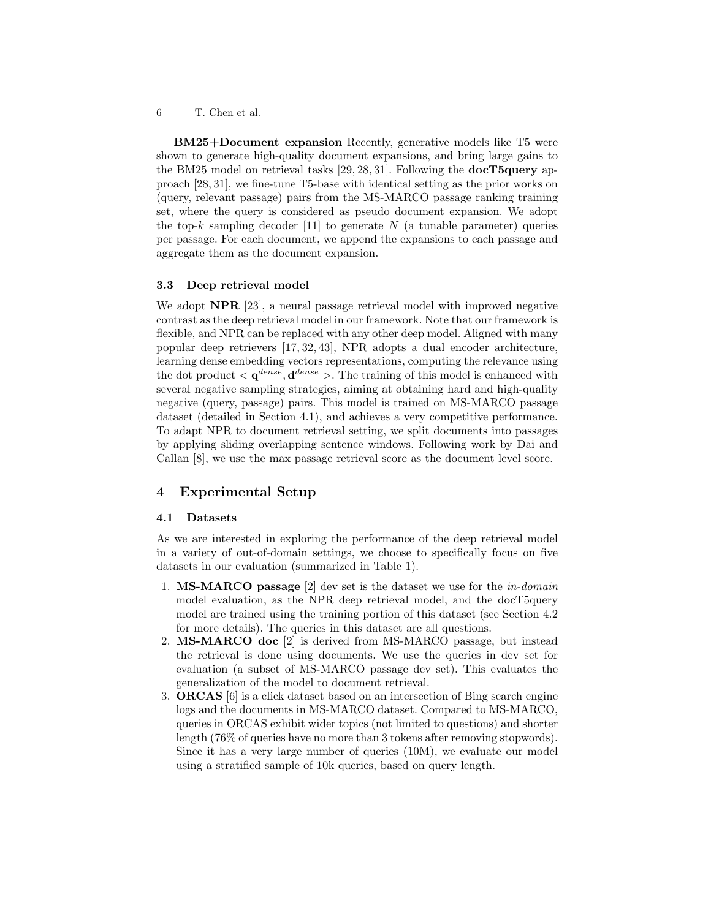**BM25+Document expansion** Recently, generative models like T5 were shown to generate high-quality document expansions, and bring large gains to the BM25 model on retrieval tasks [29, 28, 31]. Following the **docT5query** approach [28, 31], we fine-tune T5-base with identical setting as the prior works on (query, relevant passage) pairs from the MS-MARCO passage ranking training set, where the query is considered as pseudo document expansion. We adopt the top-$k$ sampling decoder [11] to generate $N$ (a tunable parameter) queries per passage. For each document, we append the expansions to each passage and aggregate them as the document expansion.

### 3.3 Deep retrieval model

We adopt **NPR** [23], a neural passage retrieval model with improved negative contrast as the deep retrieval model in our framework. Note that our framework is flexible, and NPR can be replaced with any other deep model. Aligned with many popular deep retrievers [17, 32, 43], NPR adopts a dual encoder architecture, learning dense embedding vectors representations, computing the relevance using the dot product $< \mathbf{q}^{dense}, \mathbf{d}^{dense} >$. The training of this model is enhanced with several negative sampling strategies, aiming at obtaining hard and high-quality negative (query, passage) pairs. This model is trained on MS-MARCO passage dataset (detailed in Section 4.1), and achieves a very competitive performance. To adapt NPR to document retrieval setting, we split documents into passages by applying sliding overlapping sentence windows. Following work by Dai and Callan [8], we use the max passage retrieval score as the document level score.

## 4 Experimental Setup

### 4.1 Datasets

As we are interested in exploring the performance of the deep retrieval model in a variety of out-of-domain settings, we choose to specifically focus on five datasets in our evaluation (summarized in Table 1).

1. **MS-MARCO passage** [2] dev set is the dataset we use for the *in-domain* model evaluation, as the NPR deep retrieval model, and the docT5query model are trained using the training portion of this dataset (see Section 4.2 for more details). The queries in this dataset are all questions.
2. **MS-MARCO doc** [2] is derived from MS-MARCO passage, but instead the retrieval is done using documents. We use the queries in dev set for evaluation (a subset of MS-MARCO passage dev set). This evaluates the generalization of the model to document retrieval.
3. **ORCAS** [6] is a click dataset based on an intersection of Bing search engine logs and the documents in MS-MARCO dataset. Compared to MS-MARCO, queries in ORCAS exhibit wider topics (not limited to questions) and shorter length (76% of queries have no more than 3 tokens after removing stopwords). Since it has a very large number of queries (10M), we evaluate our model using a stratified sample of 10k queries, based on query length.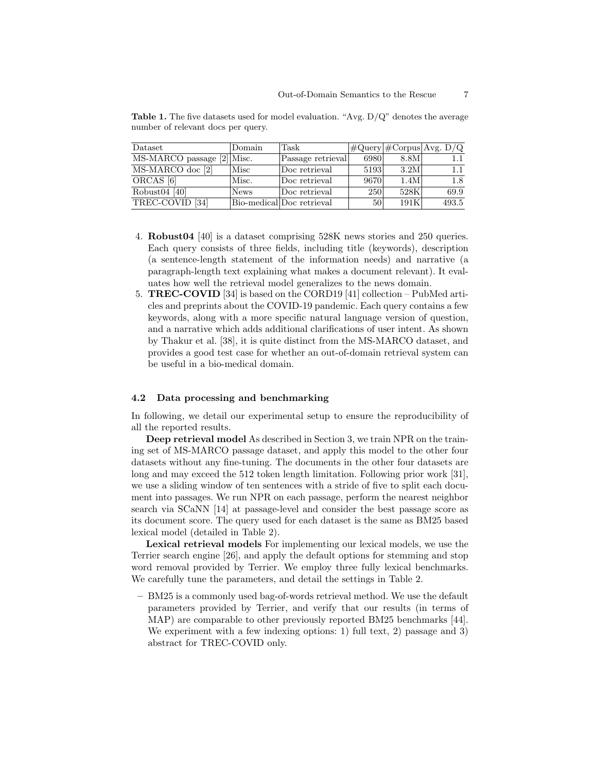**Table 1.** The five datasets used for model evaluation. "Avg. D/Q" denotes the average number of relevant docs per query.

| Dataset | Domain | Task | #Query | #Corpus | Avg. D/Q |
|---|---|---|---|---|---|
| MS-MARCO passage [2] | Misc. | Passage retrieval | 6980 | 8.8M | 1.1 |
| MS-MARCO doc [2] | Misc | Doc retrieval | 5193 | 3.2M | 1.1 |
| ORCAS [6] | Misc. | Doc retrieval | 9670 | 1.4M | 1.8 |
| Robust04 [40] | News | Doc retrieval | 250 | 528K | 69.9 |
| TREC-COVID [34] | Bio-medical | Doc retrieval | 50 | 191K | 493.5 |

4. **Robust04** [40] is a dataset comprising 528K news stories and 250 queries. Each query consists of three fields, including title (keywords), description (a sentence-length statement of the information needs) and narrative (a paragraph-length text explaining what makes a document relevant). It evaluates how well the retrieval model generalizes to the news domain.
5. **TREC-COVID** [34] is based on the CORD19 [41] collection – PubMed articles and preprints about the COVID-19 pandemic. Each query contains a few keywords, along with a more specific natural language version of question, and a narrative which adds additional clarifications of user intent. As shown by Thakur et al. [38], it is quite distinct from the MS-MARCO dataset, and provides a good test case for whether an out-of-domain retrieval system can be useful in a bio-medical domain.

### 4.2 Data processing and benchmarking

In following, we detail our experimental setup to ensure the reproducibility of all the reported results.

**Deep retrieval model** As described in Section 3, we train NPR on the training set of MS-MARCO passage dataset, and apply this model to the other four datasets without any fine-tuning. The documents in the other four datasets are long and may exceed the 512 token length limitation. Following prior work [31], we use a sliding window of ten sentences with a stride of five to split each document into passages. We run NPR on each passage, perform the nearest neighbor search via SCaNN [14] at passage-level and consider the best passage score as its document score. The query used for each dataset is the same as BM25 based lexical model (detailed in Table 2).

**Lexical retrieval models** For implementing our lexical models, we use the Terrier search engine [26], and apply the default options for stemming and stop word removal provided by Terrier. We employ three fully lexical benchmarks. We carefully tune the parameters, and detail the settings in Table 2.

- BM25 is a commonly used bag-of-words retrieval method. We use the default parameters provided by Terrier, and verify that our results (in terms of MAP) are comparable to other previously reported BM25 benchmarks [44]. We experiment with a few indexing options: 1) full text, 2) passage and 3) abstract for TREC-COVID only.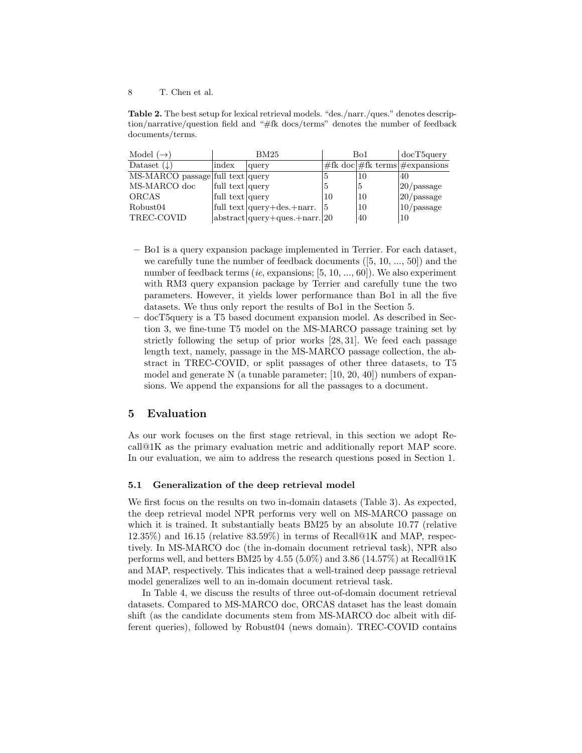**Table 2.** The best setup for lexical retrieval models. "des./narr./ques." denotes description/narrative/question field and "#fk docs/terms" denotes the number of feedback documents/terms.

| Model (→) | BM25 | | Bo1 | | docT5query |
|---|---|---|---|---|---|
| Dataset (↓) | index | query | #fk doc | #fk terms | #expansions |
| MS-MARCO passage | full text | query | 5 | 10 | 40 |
| MS-MARCO doc | full text | query | 5 | 5 | 20/passage |
| ORCAS | full text | query | 10 | 10 | 20/passage |
| Robust04 | full text | query+des.+narr. | 5 | 10 | 10/passage |
| TREC-COVID | abstract | query+ques.+narr. | 20 | 40 | 10 |

- Bo1 is a query expansion package implemented in Terrier. For each dataset, we carefully tune the number of feedback documents ([5, 10, ..., 50]) and the number of feedback terms (*ie*, expansions; [5, 10, ..., 60]). We also experiment with RM3 query expansion package by Terrier and carefully tune the two parameters. However, it yields lower performance than Bo1 in all the five datasets. We thus only report the results of Bo1 in the Section 5.
- docT5query is a T5 based document expansion model. As described in Section 3, we fine-tune T5 model on the MS-MARCO passage training set by strictly following the setup of prior works [28, 31]. We feed each passage length text, namely, passage in the MS-MARCO passage collection, the abstract in TREC-COVID, or split passages of other three datasets, to T5 model and generate N (a tunable parameter; [10, 20, 40]) numbers of expansions. We append the expansions for all the passages to a document.

## 5 Evaluation

As our work focuses on the first stage retrieval, in this section we adopt Recall@1K as the primary evaluation metric and additionally report MAP score. In our evaluation, we aim to address the research questions posed in Section 1.

### 5.1 Generalization of the deep retrieval model

We first focus on the results on two in-domain datasets (Table 3). As expected, the deep retrieval model NPR performs very well on MS-MARCO passage on which it is trained. It substantially beats BM25 by an absolute 10.77 (relative 12.35%) and 16.15 (relative 83.59%) in terms of Recall@1K and MAP, respectively. In MS-MARCO doc (the in-domain document retrieval task), NPR also performs well, and betters BM25 by 4.55 (5.0%) and 3.86 (14.57%) at Recall@1K and MAP, respectively. This indicates that a well-trained deep passage retrieval model generalizes well to an in-domain document retrieval task.

In Table 4, we discuss the results of three out-of-domain document retrieval datasets. Compared to MS-MARCO doc, ORCAS dataset has the least domain shift (as the candidate documents stem from MS-MARCO doc albeit with different queries), followed by Robust04 (news domain). TREC-COVID contains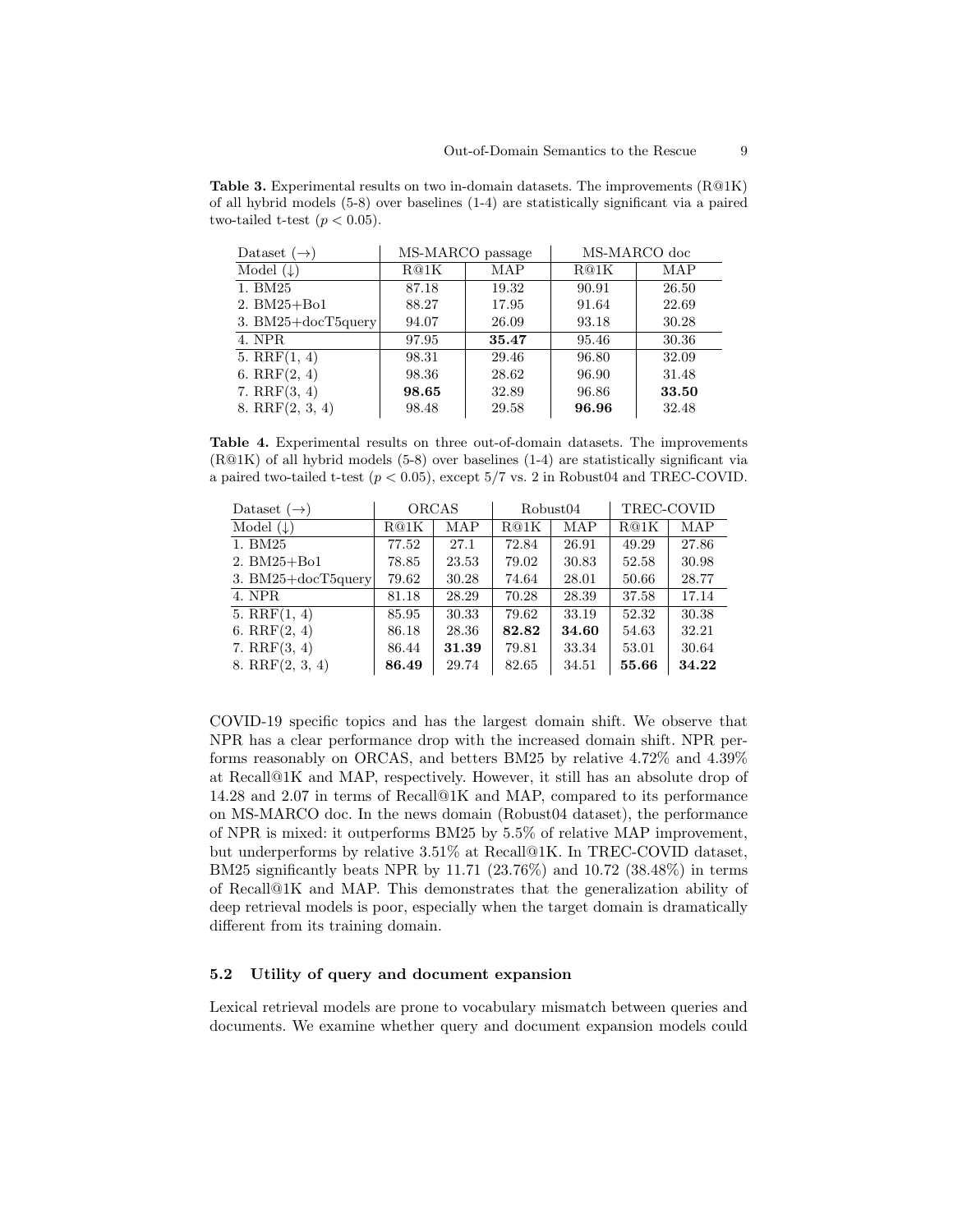**Table 3.** Experimental results on two in-domain datasets. The improvements (R@1K) of all hybrid models (5-8) over baselines (1-4) are statistically significant via a paired two-tailed t-test ($p < 0.05$).

| Dataset (→) | MS-MARCO passage | | MS-MARCO doc | |
|---|---|---|---|---|
| Model (↓) | R@1K | MAP | R@1K | MAP |
| 1. BM25 | 87.18 | 19.32 | 90.91 | 26.50 |
| 2. BM25+Bo1 | 88.27 | 17.95 | 91.64 | 22.69 |
| 3. BM25+docT5query | 94.07 | 26.09 | 93.18 | 30.28 |
| 4. NPR | 97.95 | **35.47** | 95.46 | 30.36 |
| 5. RRF(1, 4) | 98.31 | 29.46 | 96.80 | 32.09 |
| 6. RRF(2, 4) | 98.36 | 28.62 | 96.90 | 31.48 |
| 7. RRF(3, 4) | **98.65** | 32.89 | 96.86 | **33.50** |
| 8. RRF(2, 3, 4) | 98.48 | 29.58 | **96.96** | 32.48 |

**Table 4.** Experimental results on three out-of-domain datasets. The improvements (R@1K) of all hybrid models (5-8) over baselines (1-4) are statistically significant via a paired two-tailed t-test ($p < 0.05$), except 5/7 vs. 2 in Robust04 and TREC-COVID.

| Dataset (→) | ORCAS | | Robust04 | | TREC-COVID | |
|---|---|---|---|---|---|---|
| Model (↓) | R@1K | MAP | R@1K | MAP | R@1K | MAP |
| 1. BM25 | 77.52 | 27.1 | 72.84 | 26.91 | 49.29 | 27.86 |
| 2. BM25+Bo1 | 78.85 | 23.53 | 79.02 | 30.83 | 52.58 | 30.98 |
| 3. BM25+docT5query | 79.62 | 30.28 | 74.64 | 28.01 | 50.66 | 28.77 |
| 4. NPR | 81.18 | 28.29 | 70.28 | 28.39 | 37.58 | 17.14 |
| 5. RRF(1, 4) | 85.95 | 30.33 | 79.62 | 33.19 | 52.32 | 30.38 |
| 6. RRF(2, 4) | 86.18 | 28.36 | **82.82** | **34.60** | 54.63 | 32.21 |
| 7. RRF(3, 4) | 86.44 | **31.39** | 79.81 | 33.34 | 53.01 | 30.64 |
| 8. RRF(2, 3, 4) | **86.49** | 29.74 | 82.65 | 34.51 | **55.66** | **34.22** |

COVID-19 specific topics and has the largest domain shift. We observe that NPR has a clear performance drop with the increased domain shift. NPR performs reasonably on ORCAS, and betters BM25 by relative 4.72% and 4.39% at Recall@1K and MAP, respectively. However, it still has an absolute drop of 14.28 and 2.07 in terms of Recall@1K and MAP, compared to its performance on MS-MARCO doc. In the news domain (Robust04 dataset), the performance of NPR is mixed: it outperforms BM25 by 5.5% of relative MAP improvement, but underperforms by relative 3.51% at Recall@1K. In TREC-COVID dataset, BM25 significantly beats NPR by 11.71 (23.76%) and 10.72 (38.48%) in terms of Recall@1K and MAP. This demonstrates that the generalization ability of deep retrieval models is poor, especially when the target domain is dramatically different from its training domain.

### 5.2 Utility of query and document expansion

Lexical retrieval models are prone to vocabulary mismatch between queries and documents. We examine whether query and document expansion models could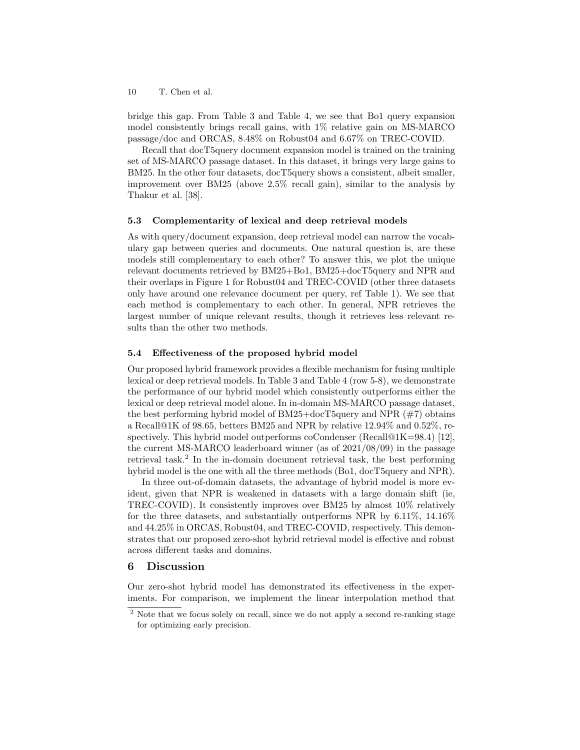bridge this gap. From Table 3 and Table 4, we see that Bo1 query expansion model consistently brings recall gains, with 1% relative gain on MS-MARCO passage/doc and ORCAS, 8.48% on Robust04 and 6.67% on TREC-COVID.

Recall that docT5query document expansion model is trained on the training set of MS-MARCO passage dataset. In this dataset, it brings very large gains to BM25. In the other four datasets, docT5query shows a consistent, albeit smaller, improvement over BM25 (above 2.5% recall gain), similar to the analysis by Thakur et al. [38].

### 5.3 Complementarity of lexical and deep retrieval models

As with query/document expansion, deep retrieval model can narrow the vocabulary gap between queries and documents. One natural question is, are these models still complementary to each other? To answer this, we plot the unique relevant documents retrieved by BM25+Bo1, BM25+docT5query and NPR and their overlaps in Figure 1 for Robust04 and TREC-COVID (other three datasets only have around one relevance document per query, ref Table 1). We see that each method is complementary to each other. In general, NPR retrieves the largest number of unique relevant results, though it retrieves less relevant results than the other two methods.

### 5.4 Effectiveness of the proposed hybrid model

Our proposed hybrid framework provides a flexible mechanism for fusing multiple lexical or deep retrieval models. In Table 3 and Table 4 (row 5-8), we demonstrate the performance of our hybrid model which consistently outperforms either the lexical or deep retrieval model alone. In in-domain MS-MARCO passage dataset, the best performing hybrid model of BM25+docT5query and NPR (#7) obtains a Recall@1K of 98.65, betters BM25 and NPR by relative 12.94% and 0.52%, respectively. This hybrid model outperforms coCondenser (Recall@1K=98.4) [12], the current MS-MARCO leaderboard winner (as of 2021/08/09) in the passage retrieval task.[2] In the in-domain document retrieval task, the best performing hybrid model is the one with all the three methods (Bo1, docT5query and NPR).

In three out-of-domain datasets, the advantage of hybrid model is more evident, given that NPR is weakened in datasets with a large domain shift (ie, TREC-COVID). It consistently improves over BM25 by almost 10% relatively for the three datasets, and substantially outperforms NPR by 6.11%, 14.16% and 44.25% in ORCAS, Robust04, and TREC-COVID, respectively. This demonstrates that our proposed zero-shot hybrid retrieval model is effective and robust across different tasks and domains.

## 6 Discussion

Our zero-shot hybrid model has demonstrated its effectiveness in the experiments. For comparison, we implement the linear interpolation method that

[2] Note that we focus solely on recall, since we do not apply a second re-ranking stage for optimizing early precision.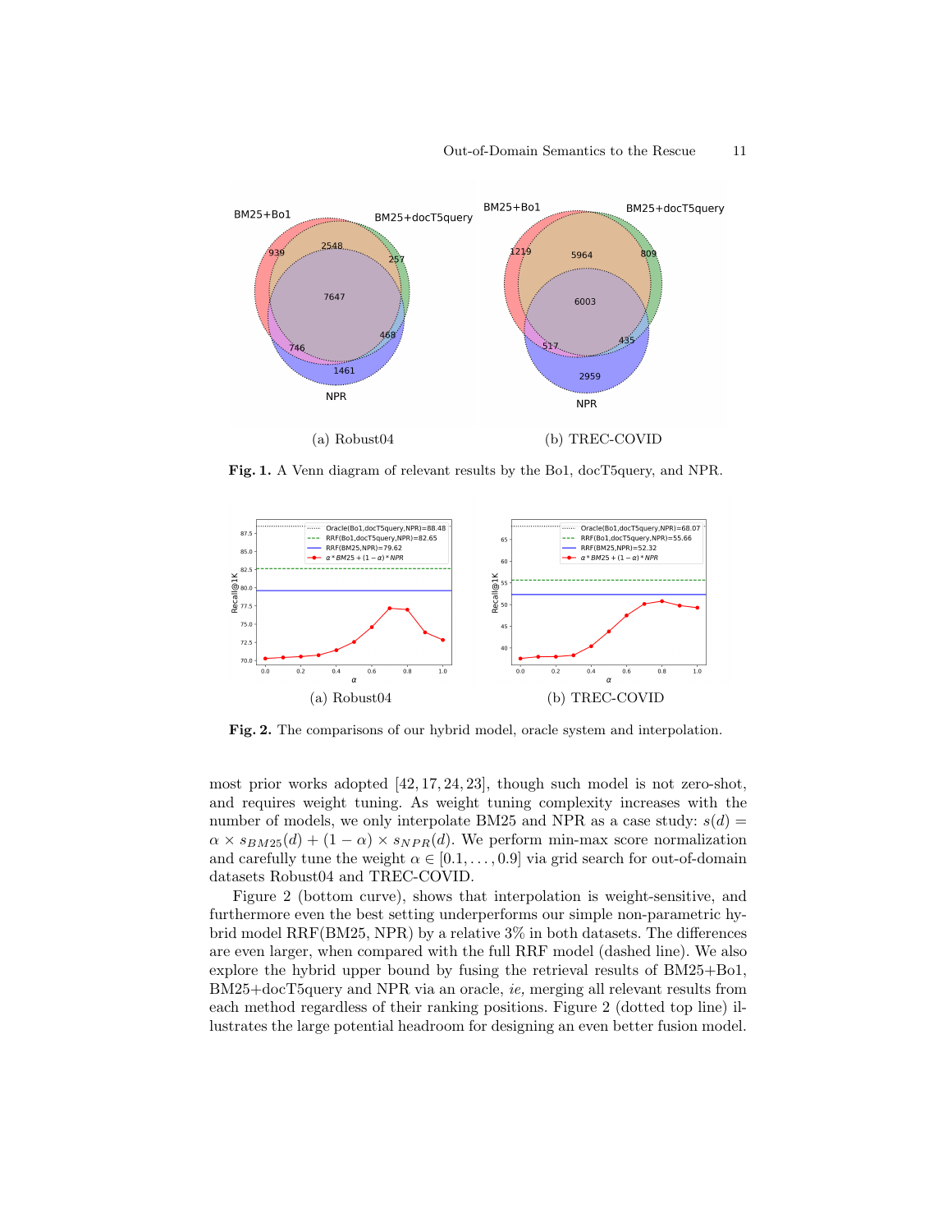(a) Robust04

(b) TREC-COVID

**Fig. 1.** A Venn diagram of relevant results by the Bo1, docT5query, and NPR.

(a) Robust04

(b) TREC-COVID

**Fig. 2.** The comparisons of our hybrid model, oracle system and interpolation.

most prior works adopted [42, 17, 24, 23], though such model is not zero-shot, and requires weight tuning. As weight tuning complexity increases with the number of models, we only interpolate BM25 and NPR as a case study: $s(d) = \alpha \times s_{BM25}(d) + (1-\alpha) \times s_{NPR}(d)$. We perform min-max score normalization and carefully tune the weight $\alpha \in [0.1, \ldots, 0.9]$ via grid search for out-of-domain datasets Robust04 and TREC-COVID.

Figure 2 (bottom curve), shows that interpolation is weight-sensitive, and furthermore even the best setting underperforms our simple non-parametric hybrid model RRF(BM25, NPR) by a relative 3% in both datasets. The differences are even larger, when compared with the full RRF model (dashed line). We also explore the hybrid upper bound by fusing the retrieval results of BM25+Bo1, BM25+docT5query and NPR via an oracle, *ie,* merging all relevant results from each method regardless of their ranking positions. Figure 2 (dotted top line) illustrates the large potential headroom for designing an even better fusion model.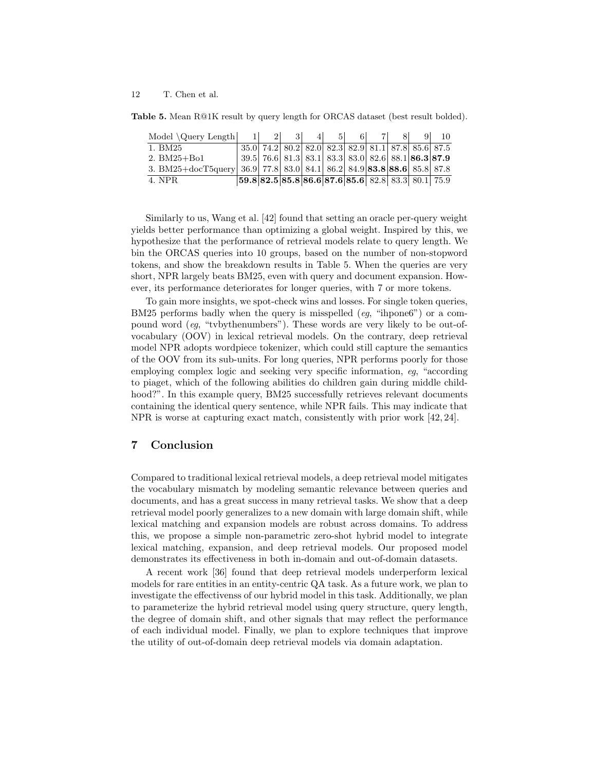**Table 5.** Mean R@1K result by query length for ORCAS dataset (best result bolded).

| Model \Query Length | 1 | 2 | 3 | 4 | 5 | 6 | 7 | 8 | 9 | 10 |
|---|---|---|---|---|---|---|---|---|---|---|
| 1. BM25 | 35.0 | 74.2 | 80.2 | 82.0 | 82.3 | 82.9 | 81.1 | 87.8 | 85.6 | 87.5 |
| 2. BM25+Bo1 | 39.5 | 76.6 | 81.3 | 83.1 | 83.3 | 83.0 | 82.6 | 88.1 | **86.3** | **87.9** |
| 3. BM25+docT5query | 36.9 | 77.8 | 83.0 | 84.1 | 86.2 | 84.9 | **83.8** | **88.6** | 85.8 | 87.8 |
| 4. NPR | **59.8** | **82.5** | **85.8** | **86.6** | **87.6** | **85.6** | 82.8 | 83.3 | 80.1 | 75.9 |

Similarly to us, Wang et al. [42] found that setting an oracle per-query weight yields better performance than optimizing a global weight. Inspired by this, we hypothesize that the performance of retrieval models relate to query length. We bin the ORCAS queries into 10 groups, based on the number of non-stopword tokens, and show the breakdown results in Table 5. When the queries are very short, NPR largely beats BM25, even with query and document expansion. However, its performance deteriorates for longer queries, with 7 or more tokens.

To gain more insights, we spot-check wins and losses. For single token queries, BM25 performs badly when the query is misspelled (*eg*, "ihpone6") or a compound word (*eg*, "tvbythenumbers"). These words are very likely to be out-of-vocabulary (OOV) in lexical retrieval models. On the contrary, deep retrieval model NPR adopts wordpiece tokenizer, which could still capture the semantics of the OOV from its sub-units. For long queries, NPR performs poorly for those employing complex logic and seeking very specific information, *eg*, "according to piaget, which of the following abilities do children gain during middle childhood?". In this example query, BM25 successfully retrieves relevant documents containing the identical query sentence, while NPR fails. This may indicate that NPR is worse at capturing exact match, consistently with prior work [42, 24].

## 7 Conclusion

Compared to traditional lexical retrieval models, a deep retrieval model mitigates the vocabulary mismatch by modeling semantic relevance between queries and documents, and has a great success in many retrieval tasks. We show that a deep retrieval model poorly generalizes to a new domain with large domain shift, while lexical matching and expansion models are robust across domains. To address this, we propose a simple non-parametric zero-shot hybrid model to integrate lexical matching, expansion, and deep retrieval models. Our proposed model demonstrates its effectiveness in both in-domain and out-of-domain datasets.

A recent work [36] found that deep retrieval models underperform lexical models for rare entities in an entity-centric QA task. As a future work, we plan to investigate the effectivenss of our hybrid model in this task. Additionally, we plan to parameterize the hybrid retrieval model using query structure, query length, the degree of domain shift, and other signals that may reflect the performance of each individual model. Finally, we plan to explore techniques that improve the utility of out-of-domain deep retrieval models via domain adaptation.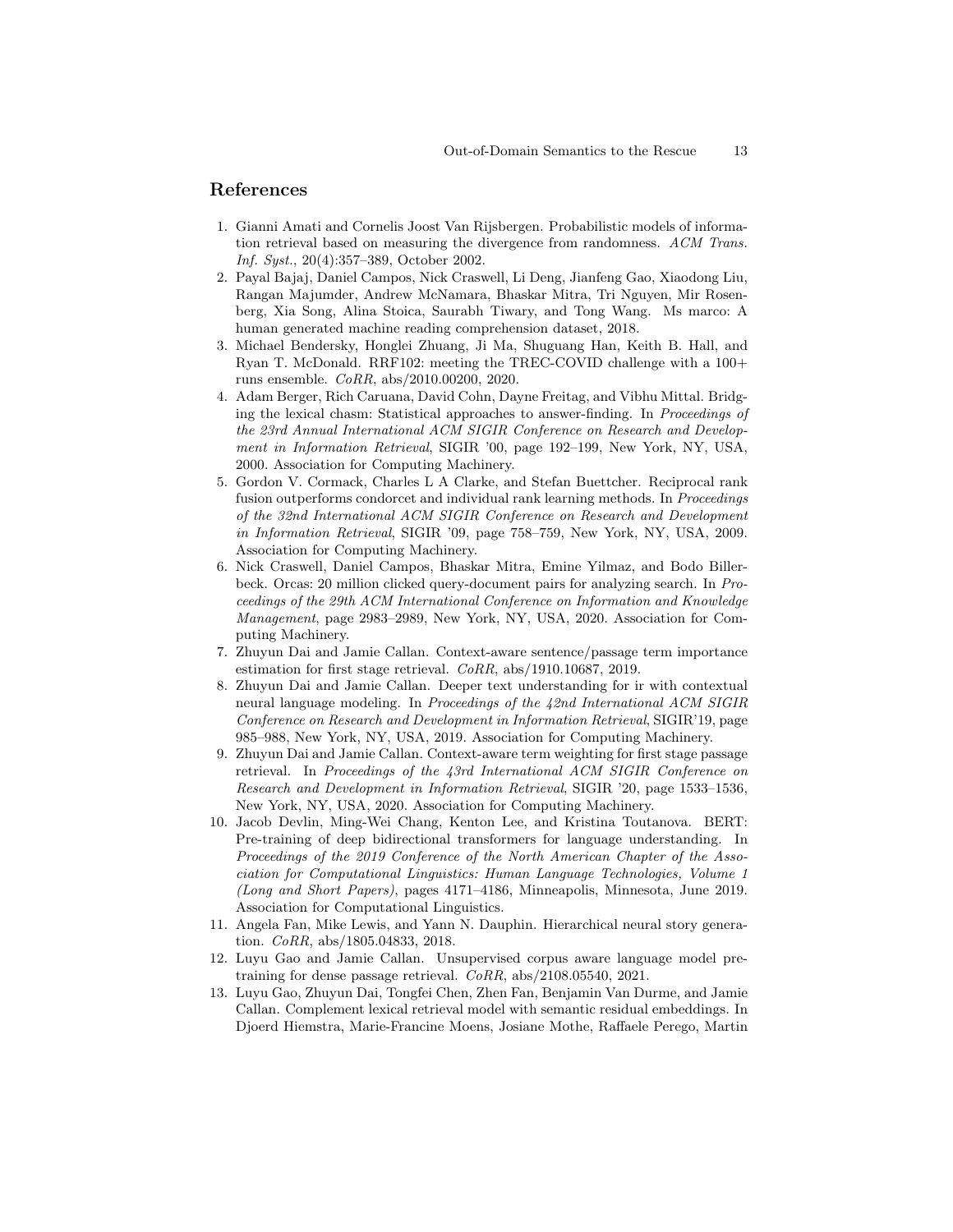## References

1. Gianni Amati and Cornelis Joost Van Rijsbergen. Probabilistic models of information retrieval based on measuring the divergence from randomness. *ACM Trans. Inf. Syst.*, 20(4):357–389, October 2002.
2. Payal Bajaj, Daniel Campos, Nick Craswell, Li Deng, Jianfeng Gao, Xiaodong Liu, Rangan Majumder, Andrew McNamara, Bhaskar Mitra, Tri Nguyen, Mir Rosenberg, Xia Song, Alina Stoica, Saurabh Tiwary, and Tong Wang. Ms marco: A human generated machine reading comprehension dataset, 2018.
3. Michael Bendersky, Honglei Zhuang, Ji Ma, Shuguang Han, Keith B. Hall, and Ryan T. McDonald. RRF102: meeting the TREC-COVID challenge with a 100+ runs ensemble. *CoRR*, abs/2010.00200, 2020.
4. Adam Berger, Rich Caruana, David Cohn, Dayne Freitag, and Vibhu Mittal. Bridging the lexical chasm: Statistical approaches to answer-finding. In *Proceedings of the 23rd Annual International ACM SIGIR Conference on Research and Development in Information Retrieval*, SIGIR '00, page 192–199, New York, NY, USA, 2000. Association for Computing Machinery.
5. Gordon V. Cormack, Charles L A Clarke, and Stefan Buettcher. Reciprocal rank fusion outperforms condorcet and individual rank learning methods. In *Proceedings of the 32nd International ACM SIGIR Conference on Research and Development in Information Retrieval*, SIGIR '09, page 758–759, New York, NY, USA, 2009. Association for Computing Machinery.
6. Nick Craswell, Daniel Campos, Bhaskar Mitra, Emine Yilmaz, and Bodo Billerbeck. Orcas: 20 million clicked query-document pairs for analyzing search. In *Proceedings of the 29th ACM International Conference on Information and Knowledge Management*, page 2983–2989, New York, NY, USA, 2020. Association for Computing Machinery.
7. Zhuyun Dai and Jamie Callan. Context-aware sentence/passage term importance estimation for first stage retrieval. *CoRR*, abs/1910.10687, 2019.
8. Zhuyun Dai and Jamie Callan. Deeper text understanding for ir with contextual neural language modeling. In *Proceedings of the 42nd International ACM SIGIR Conference on Research and Development in Information Retrieval*, SIGIR'19, page 985–988, New York, NY, USA, 2019. Association for Computing Machinery.
9. Zhuyun Dai and Jamie Callan. Context-aware term weighting for first stage passage retrieval. In *Proceedings of the 43rd International ACM SIGIR Conference on Research and Development in Information Retrieval*, SIGIR '20, page 1533–1536, New York, NY, USA, 2020. Association for Computing Machinery.
10. Jacob Devlin, Ming-Wei Chang, Kenton Lee, and Kristina Toutanova. BERT: Pre-training of deep bidirectional transformers for language understanding. In *Proceedings of the 2019 Conference of the North American Chapter of the Association for Computational Linguistics: Human Language Technologies, Volume 1 (Long and Short Papers)*, pages 4171–4186, Minneapolis, Minnesota, June 2019. Association for Computational Linguistics.
11. Angela Fan, Mike Lewis, and Yann N. Dauphin. Hierarchical neural story generation. *CoRR*, abs/1805.04833, 2018.
12. Luyu Gao and Jamie Callan. Unsupervised corpus aware language model pre-training for dense passage retrieval. *CoRR*, abs/2108.05540, 2021.
13. Luyu Gao, Zhuyun Dai, Tongfei Chen, Zhen Fan, Benjamin Van Durme, and Jamie Callan. Complement lexical retrieval model with semantic residual embeddings. In Djoerd Hiemstra, Marie-Francine Moens, Josiane Mothe, Raffaele Perego, Martin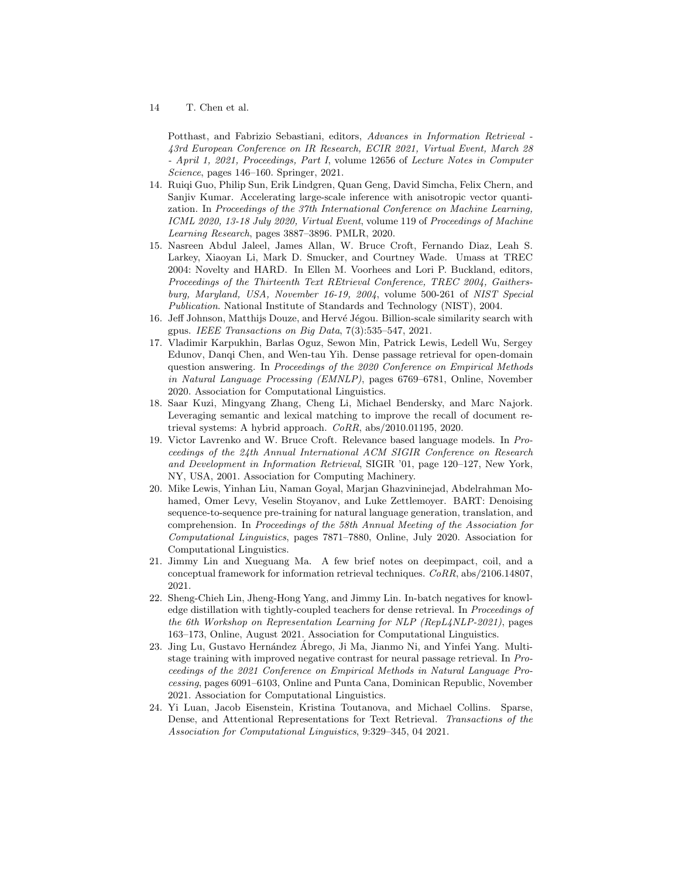Potthast, and Fabrizio Sebastiani, editors, *Advances in Information Retrieval - 43rd European Conference on IR Research, ECIR 2021, Virtual Event, March 28 - April 1, 2021, Proceedings, Part I*, volume 12656 of *Lecture Notes in Computer Science*, pages 146–160. Springer, 2021.

14. Ruiqi Guo, Philip Sun, Erik Lindgren, Quan Geng, David Simcha, Felix Chern, and Sanjiv Kumar. Accelerating large-scale inference with anisotropic vector quantization. In *Proceedings of the 37th International Conference on Machine Learning, ICML 2020, 13-18 July 2020, Virtual Event*, volume 119 of *Proceedings of Machine Learning Research*, pages 3887–3896. PMLR, 2020.
15. Nasreen Abdul Jaleel, James Allan, W. Bruce Croft, Fernando Diaz, Leah S. Larkey, Xiaoyan Li, Mark D. Smucker, and Courtney Wade. Umass at TREC 2004: Novelty and HARD. In Ellen M. Voorhees and Lori P. Buckland, editors, *Proceedings of the Thirteenth Text REtrieval Conference, TREC 2004, Gaithersburg, Maryland, USA, November 16-19, 2004*, volume 500-261 of *NIST Special Publication*. National Institute of Standards and Technology (NIST), 2004.
16. Jeff Johnson, Matthijs Douze, and Hervé Jégou. Billion-scale similarity search with gpus. *IEEE Transactions on Big Data*, 7(3):535–547, 2021.
17. Vladimir Karpukhin, Barlas Oguz, Sewon Min, Patrick Lewis, Ledell Wu, Sergey Edunov, Danqi Chen, and Wen-tau Yih. Dense passage retrieval for open-domain question answering. In *Proceedings of the 2020 Conference on Empirical Methods in Natural Language Processing (EMNLP)*, pages 6769–6781, Online, November 2020. Association for Computational Linguistics.
18. Saar Kuzi, Mingyang Zhang, Cheng Li, Michael Bendersky, and Marc Najork. Leveraging semantic and lexical matching to improve the recall of document retrieval systems: A hybrid approach. *CoRR*, abs/2010.01195, 2020.
19. Victor Lavrenko and W. Bruce Croft. Relevance based language models. In *Proceedings of the 24th Annual International ACM SIGIR Conference on Research and Development in Information Retrieval*, SIGIR '01, page 120–127, New York, NY, USA, 2001. Association for Computing Machinery.
20. Mike Lewis, Yinhan Liu, Naman Goyal, Marjan Ghazvininejad, Abdelrahman Mohamed, Omer Levy, Veselin Stoyanov, and Luke Zettlemoyer. BART: Denoising sequence-to-sequence pre-training for natural language generation, translation, and comprehension. In *Proceedings of the 58th Annual Meeting of the Association for Computational Linguistics*, pages 7871–7880, Online, July 2020. Association for Computational Linguistics.
21. Jimmy Lin and Xueguang Ma. A few brief notes on deepimpact, coil, and a conceptual framework for information retrieval techniques. *CoRR*, abs/2106.14807, 2021.
22. Sheng-Chieh Lin, Jheng-Hong Yang, and Jimmy Lin. In-batch negatives for knowledge distillation with tightly-coupled teachers for dense retrieval. In *Proceedings of the 6th Workshop on Representation Learning for NLP (RepL4NLP-2021)*, pages 163–173, Online, August 2021. Association for Computational Linguistics.
23. Jing Lu, Gustavo Hernández Ábrego, Ji Ma, Jianmo Ni, and Yinfei Yang. Multi-stage training with improved negative contrast for neural passage retrieval. In *Proceedings of the 2021 Conference on Empirical Methods in Natural Language Processing*, pages 6091–6103, Online and Punta Cana, Dominican Republic, November 2021. Association for Computational Linguistics.
24. Yi Luan, Jacob Eisenstein, Kristina Toutanova, and Michael Collins. Sparse, Dense, and Attentional Representations for Text Retrieval. *Transactions of the Association for Computational Linguistics*, 9:329–345, 04 2021.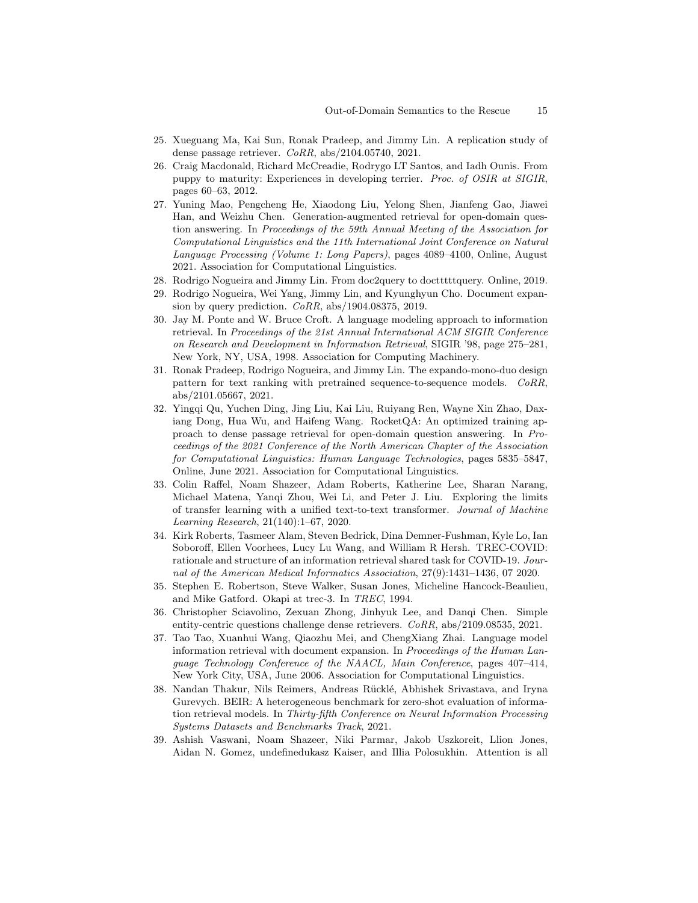25. Xueguang Ma, Kai Sun, Ronak Pradeep, and Jimmy Lin. A replication study of dense passage retriever. *CoRR*, abs/2104.05740, 2021.
26. Craig Macdonald, Richard McCreadie, Rodrygo LT Santos, and Iadh Ounis. From puppy to maturity: Experiences in developing terrier. *Proc. of OSIR at SIGIR*, pages 60–63, 2012.
27. Yuning Mao, Pengcheng He, Xiaodong Liu, Yelong Shen, Jianfeng Gao, Jiawei Han, and Weizhu Chen. Generation-augmented retrieval for open-domain question answering. In *Proceedings of the 59th Annual Meeting of the Association for Computational Linguistics and the 11th International Joint Conference on Natural Language Processing (Volume 1: Long Papers)*, pages 4089–4100, Online, August 2021. Association for Computational Linguistics.
28. Rodrigo Nogueira and Jimmy Lin. From doc2query to docTTTTTquery. Online, 2019.
29. Rodrigo Nogueira, Wei Yang, Jimmy Lin, and Kyunghyun Cho. Document expansion by query prediction. *CoRR*, abs/1904.08375, 2019.
30. Jay M. Ponte and W. Bruce Croft. A language modeling approach to information retrieval. In *Proceedings of the 21st Annual International ACM SIGIR Conference on Research and Development in Information Retrieval*, SIGIR '98, page 275–281, New York, NY, USA, 1998. Association for Computing Machinery.
31. Ronak Pradeep, Rodrigo Nogueira, and Jimmy Lin. The expando-mono-duo design pattern for text ranking with pretrained sequence-to-sequence models. *CoRR*, abs/2101.05667, 2021.
32. Yingqi Qu, Yuchen Ding, Jing Liu, Kai Liu, Ruiyang Ren, Wayne Xin Zhao, Daxiang Dong, Hua Wu, and Haifeng Wang. RocketQA: An optimized training approach to dense passage retrieval for open-domain question answering. In *Proceedings of the 2021 Conference of the North American Chapter of the Association for Computational Linguistics: Human Language Technologies*, pages 5835–5847, Online, June 2021. Association for Computational Linguistics.
33. Colin Raffel, Noam Shazeer, Adam Roberts, Katherine Lee, Sharan Narang, Michael Matena, Yanqi Zhou, Wei Li, and Peter J. Liu. Exploring the limits of transfer learning with a unified text-to-text transformer. *Journal of Machine Learning Research*, 21(140):1–67, 2020.
34. Kirk Roberts, Tasmeer Alam, Steven Bedrick, Dina Demner-Fushman, Kyle Lo, Ian Soboroff, Ellen Voorhees, Lucy Lu Wang, and William R Hersh. TREC-COVID: rationale and structure of an information retrieval shared task for COVID-19. *Journal of the American Medical Informatics Association*, 27(9):1431–1436, 07 2020.
35. Stephen E. Robertson, Steve Walker, Susan Jones, Micheline Hancock-Beaulieu, and Mike Gatford. Okapi at trec-3. In *TREC*, 1994.
36. Christopher Sciavolino, Zexuan Zhong, Jinhyuk Lee, and Danqi Chen. Simple entity-centric questions challenge dense retrievers. *CoRR*, abs/2109.08535, 2021.
37. Tao Tao, Xuanhui Wang, Qiaozhu Mei, and ChengXiang Zhai. Language model information retrieval with document expansion. In *Proceedings of the Human Language Technology Conference of the NAACL, Main Conference*, pages 407–414, New York City, USA, June 2006. Association for Computational Linguistics.
38. Nandan Thakur, Nils Reimers, Andreas Rücklé, Abhishek Srivastava, and Iryna Gurevych. BEIR: A heterogeneous benchmark for zero-shot evaluation of information retrieval models. In *Thirty-fifth Conference on Neural Information Processing Systems Datasets and Benchmarks Track*, 2021.
39. Ashish Vaswani, Noam Shazeer, Niki Parmar, Jakob Uszkoreit, Llion Jones, Aidan N. Gomez, undefinedukasz Kaiser, and Illia Polosukhin. Attention is all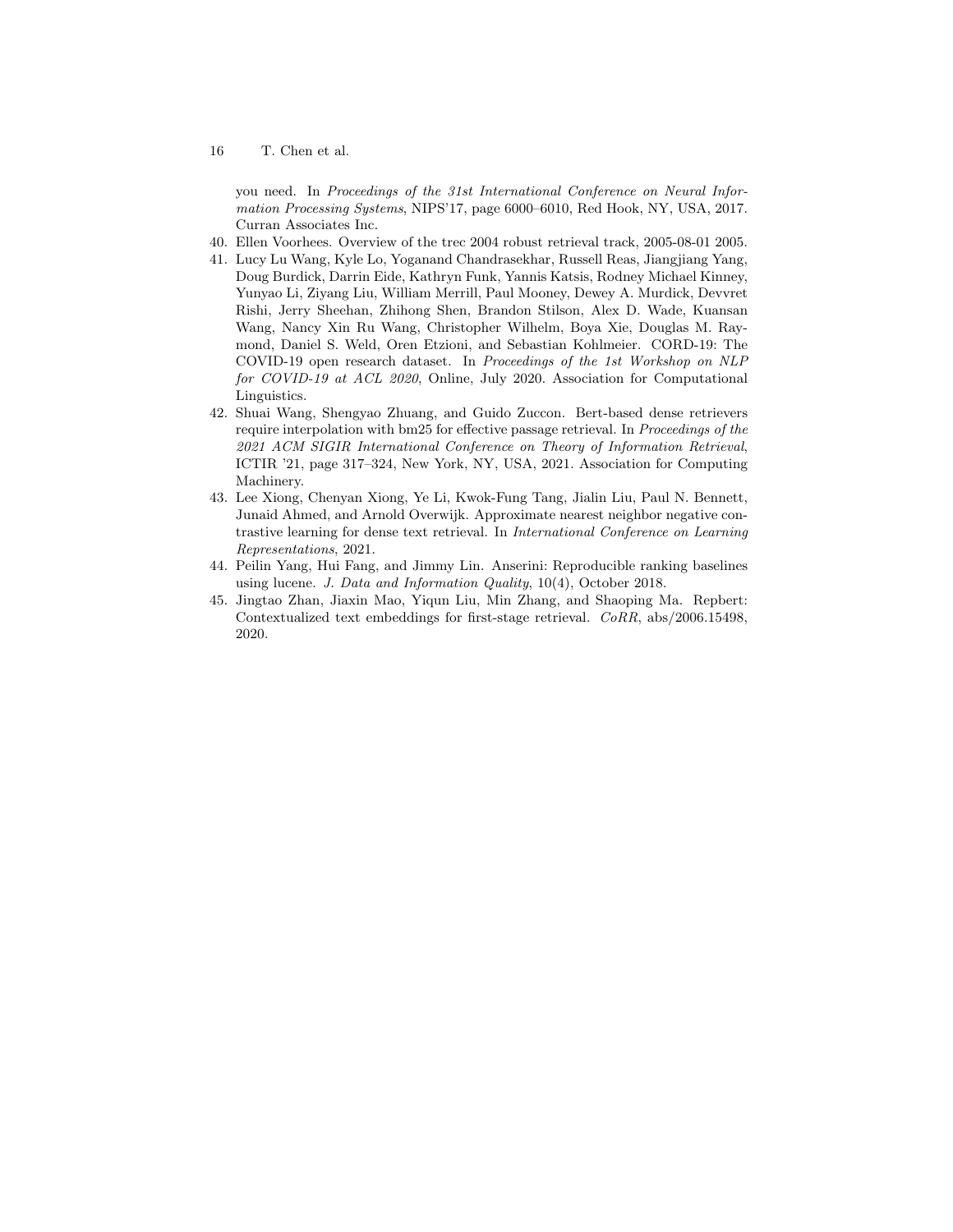you need. In *Proceedings of the 31st International Conference on Neural Information Processing Systems*, NIPS'17, page 6000–6010, Red Hook, NY, USA, 2017. Curran Associates Inc.

40. Ellen Voorhees. Overview of the trec 2004 robust retrieval track, 2005-08-01 2005.
41. Lucy Lu Wang, Kyle Lo, Yoganand Chandrasekhar, Russell Reas, Jiangjiang Yang, Doug Burdick, Darrin Eide, Kathryn Funk, Yannis Katsis, Rodney Michael Kinney, Yunyao Li, Ziyang Liu, William Merrill, Paul Mooney, Dewey A. Murdick, Devvret Rishi, Jerry Sheehan, Zhihong Shen, Brandon Stilson, Alex D. Wade, Kuansan Wang, Nancy Xin Ru Wang, Christopher Wilhelm, Boya Xie, Douglas M. Raymond, Daniel S. Weld, Oren Etzioni, and Sebastian Kohlmeier. CORD-19: The COVID-19 open research dataset. In *Proceedings of the 1st Workshop on NLP for COVID-19 at ACL 2020*, Online, July 2020. Association for Computational Linguistics.
42. Shuai Wang, Shengyao Zhuang, and Guido Zuccon. Bert-based dense retrievers require interpolation with bm25 for effective passage retrieval. In *Proceedings of the 2021 ACM SIGIR International Conference on Theory of Information Retrieval*, ICTIR '21, page 317–324, New York, NY, USA, 2021. Association for Computing Machinery.
43. Lee Xiong, Chenyan Xiong, Ye Li, Kwok-Fung Tang, Jialin Liu, Paul N. Bennett, Junaid Ahmed, and Arnold Overwijk. Approximate nearest neighbor negative contrastive learning for dense text retrieval. In *International Conference on Learning Representations*, 2021.
44. Peilin Yang, Hui Fang, and Jimmy Lin. Anserini: Reproducible ranking baselines using lucene. *J. Data and Information Quality*, 10(4), October 2018.
45. Jingtao Zhan, Jiaxin Mao, Yiqun Liu, Min Zhang, and Shaoping Ma. Repbert: Contextualized text embeddings for first-stage retrieval. *CoRR*, abs/2006.15498, 2020.